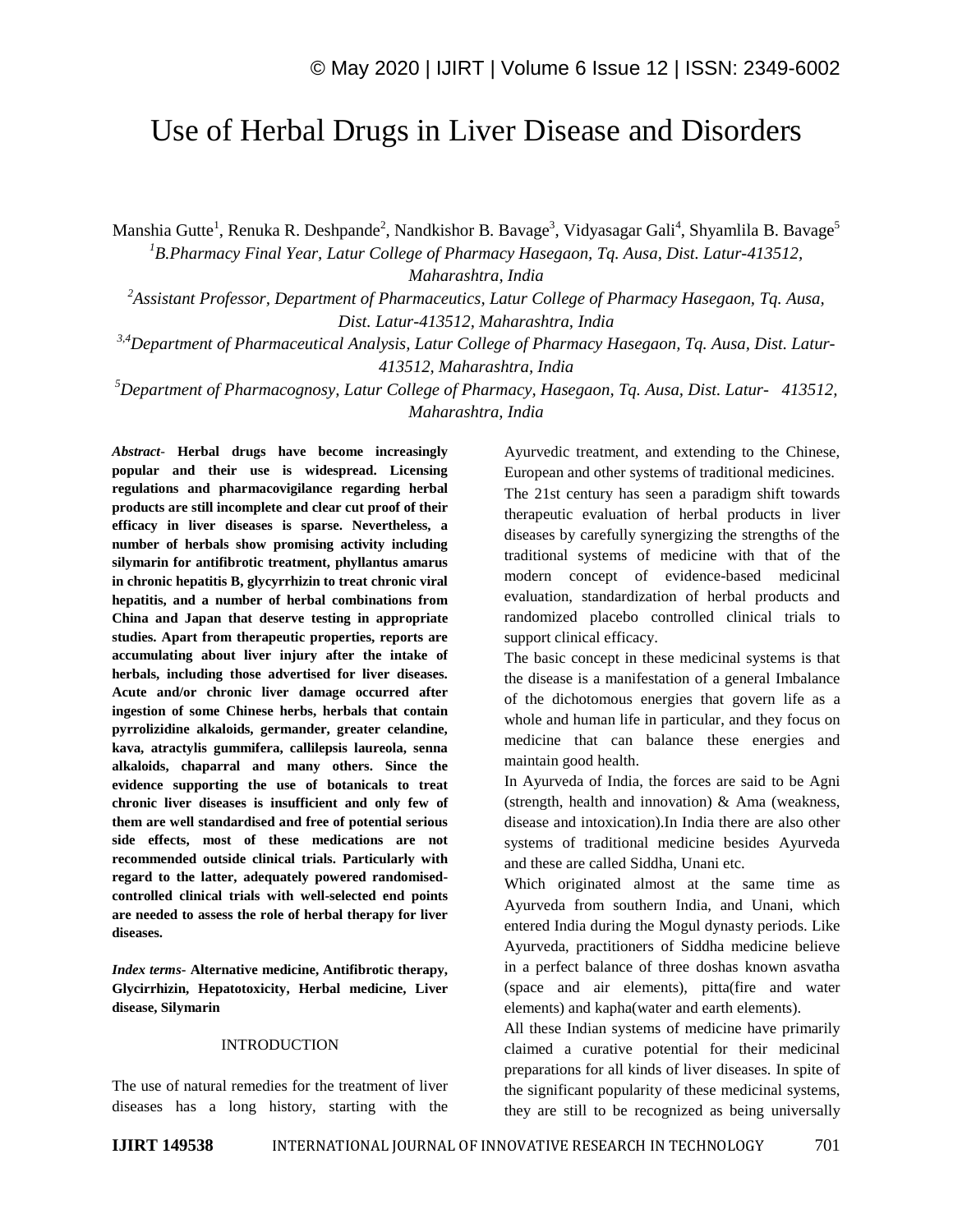# Use of Herbal Drugs in Liver Disease and Disorders

Manshia Gutte[1], Renuka R. Deshpande[2], Nandkishor B. Bavage[3], Vidyasagar Gali[4], Shyamlila B. Bavage[5]

[1]*B.Pharmacy Final Year, Latur College of Pharmacy Hasegaon, Tq. Ausa, Dist. Latur-413512, Maharashtra, India*

[2]*Assistant Professor, Department of Pharmaceutics, Latur College of Pharmacy Hasegaon, Tq. Ausa, Dist. Latur-413512, Maharashtra, India*

[3,4]*Department of Pharmaceutical Analysis, Latur College of Pharmacy Hasegaon, Tq. Ausa, Dist. Latur-413512, Maharashtra, India*

[5]*Department of Pharmacognosy, Latur College of Pharmacy, Hasegaon, Tq. Ausa, Dist. Latur- 413512, Maharashtra, India*

***Abstract-*** **Herbal drugs have become increasingly popular and their use is widespread. Licensing regulations and pharmacovigilance regarding herbal products are still incomplete and clear cut proof of their efficacy in liver diseases is sparse. Nevertheless, a number of herbals show promising activity including silymarin for antifibrotic treatment, phyllantus amarus in chronic hepatitis B, glycyrrhizin to treat chronic viral hepatitis, and a number of herbal combinations from China and Japan that deserve testing in appropriate studies. Apart from therapeutic properties, reports are accumulating about liver injury after the intake of herbals, including those advertised for liver diseases. Acute and/or chronic liver damage occurred after ingestion of some Chinese herbs, herbals that contain pyrrolizidine alkaloids, germander, greater celandine, kava, atractylis gummifera, callilepsis laureola, senna alkaloids, chaparral and many others. Since the evidence supporting the use of botanicals to treat chronic liver diseases is insufficient and only few of them are well standardised and free of potential serious side effects, most of these medications are not recommended outside clinical trials. Particularly with regard to the latter, adequately powered randomised-controlled clinical trials with well-selected end points are needed to assess the role of herbal therapy for liver diseases.**

***Index terms-*** **Alternative medicine, Antifibrotic therapy, Glycirrhizin, Hepatotoxicity, Herbal medicine, Liver disease, Silymarin**

## INTRODUCTION

The use of natural remedies for the treatment of liver diseases has a long history, starting with the Ayurvedic treatment, and extending to the Chinese, European and other systems of traditional medicines.

The 21st century has seen a paradigm shift towards therapeutic evaluation of herbal products in liver diseases by carefully synergizing the strengths of the traditional systems of medicine with that of the modern concept of evidence-based medicinal evaluation, standardization of herbal products and randomized placebo controlled clinical trials to support clinical efficacy.

The basic concept in these medicinal systems is that the disease is a manifestation of a general Imbalance of the dichotomous energies that govern life as a whole and human life in particular, and they focus on medicine that can balance these energies and maintain good health.

In Ayurveda of India, the forces are said to be Agni (strength, health and innovation) & Ama (weakness, disease and intoxication).In India there are also other systems of traditional medicine besides Ayurveda and these are called Siddha, Unani etc.

Which originated almost at the same time as Ayurveda from southern India, and Unani, which entered India during the Mogul dynasty periods. Like Ayurveda, practitioners of Siddha medicine believe in a perfect balance of three doshas known asvatha (space and air elements), pitta(fire and water elements) and kapha(water and earth elements).

All these Indian systems of medicine have primarily claimed a curative potential for their medicinal preparations for all kinds of liver diseases. In spite of the significant popularity of these medicinal systems, they are still to be recognized as being universally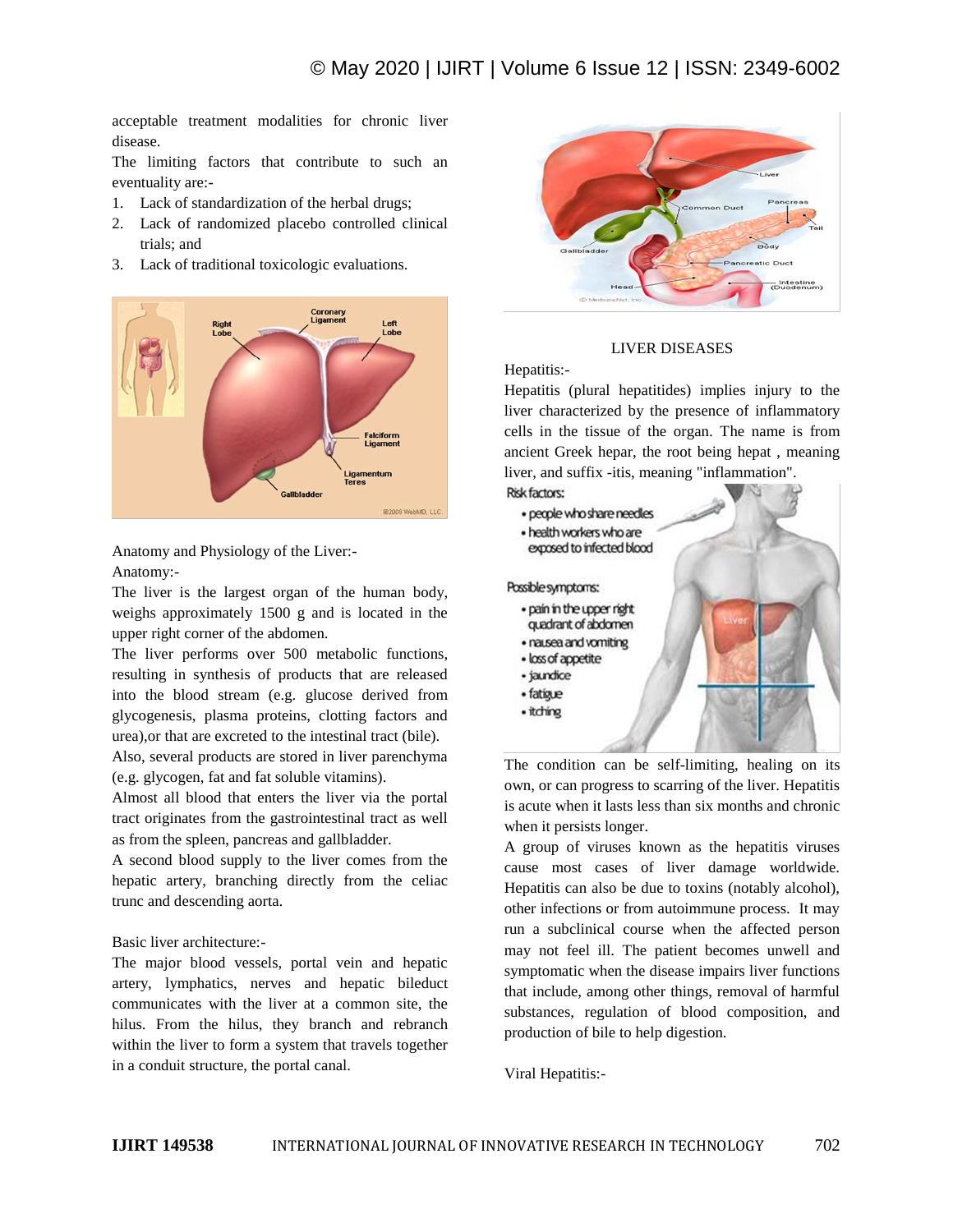acceptable treatment modalities for chronic liver disease.

The limiting factors that contribute to such an eventuality are:-

1. Lack of standardization of the herbal drugs;
2. Lack of randomized placebo controlled clinical trials; and
3. Lack of traditional toxicologic evaluations.

Anatomy and Physiology of the Liver:-

Anatomy:-

The liver is the largest organ of the human body, weighs approximately 1500 g and is located in the upper right corner of the abdomen.

The liver performs over 500 metabolic functions, resulting in synthesis of products that are released into the blood stream (e.g. glucose derived from glycogenesis, plasma proteins, clotting factors and urea),or that are excreted to the intestinal tract (bile). Also, several products are stored in liver parenchyma (e.g. glycogen, fat and fat soluble vitamins).

Almost all blood that enters the liver via the portal tract originates from the gastrointestinal tract as well as from the spleen, pancreas and gallbladder.

A second blood supply to the liver comes from the hepatic artery, branching directly from the celiac trunc and descending aorta.

Basic liver architecture:-

The major blood vessels, portal vein and hepatic artery, lymphatics, nerves and hepatic bileduct communicates with the liver at a common site, the hilus. From the hilus, they branch and rebranch within the liver to form a system that travels together in a conduit structure, the portal canal.

## LIVER DISEASES

Hepatitis:-

Hepatitis (plural hepatitides) implies injury to the liver characterized by the presence of inflammatory cells in the tissue of the organ. The name is from ancient Greek hepar, the root being hepat , meaning liver, and suffix -itis, meaning "inflammation".

The condition can be self-limiting, healing on its own, or can progress to scarring of the liver. Hepatitis is acute when it lasts less than six months and chronic when it persists longer.

A group of viruses known as the hepatitis viruses cause most cases of liver damage worldwide. Hepatitis can also be due to toxins (notably alcohol), other infections or from autoimmune process. It may run a subclinical course when the affected person may not feel ill. The patient becomes unwell and symptomatic when the disease impairs liver functions that include, among other things, removal of harmful substances, regulation of blood composition, and production of bile to help digestion.

Viral Hepatitis:-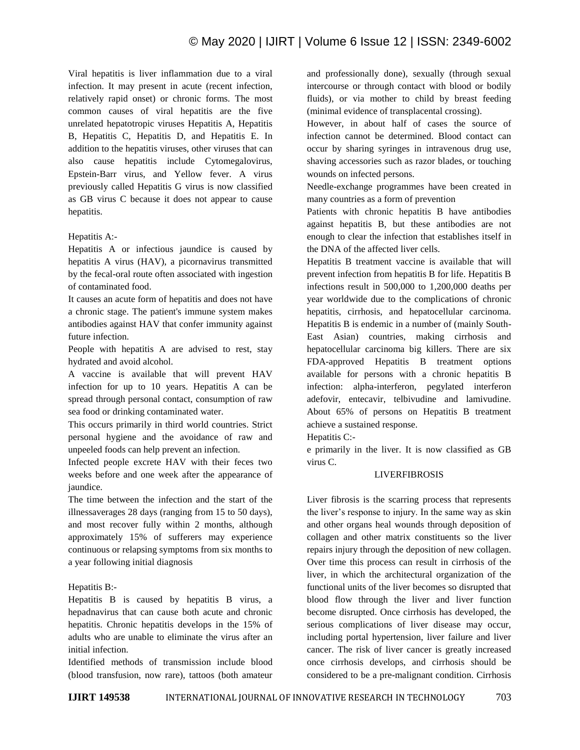Viral hepatitis is liver inflammation due to a viral infection. It may present in acute (recent infection, relatively rapid onset) or chronic forms. The most common causes of viral hepatitis are the five unrelated hepatotropic viruses Hepatitis A, Hepatitis B, Hepatitis C, Hepatitis D, and Hepatitis E. In addition to the hepatitis viruses, other viruses that can also cause hepatitis include Cytomegalovirus, Epstein-Barr virus, and Yellow fever. A virus previously called Hepatitis G virus is now classified as GB virus C because it does not appear to cause hepatitis.

Hepatitis A:-

Hepatitis A or infectious jaundice is caused by hepatitis A virus (HAV), a picornavirus transmitted by the fecal-oral route often associated with ingestion of contaminated food.

It causes an acute form of hepatitis and does not have a chronic stage. The patient's immune system makes antibodies against HAV that confer immunity against future infection.

People with hepatitis A are advised to rest, stay hydrated and avoid alcohol.

A vaccine is available that will prevent HAV infection for up to 10 years. Hepatitis A can be spread through personal contact, consumption of raw sea food or drinking contaminated water.

This occurs primarily in third world countries. Strict personal hygiene and the avoidance of raw and unpeeled foods can help prevent an infection.

Infected people excrete HAV with their feces two weeks before and one week after the appearance of jaundice.

The time between the infection and the start of the illnessaverages 28 days (ranging from 15 to 50 days), and most recover fully within 2 months, although approximately 15% of sufferers may experience continuous or relapsing symptoms from six months to a year following initial diagnosis

Hepatitis B:-

Hepatitis B is caused by hepatitis B virus, a hepadnavirus that can cause both acute and chronic hepatitis. Chronic hepatitis develops in the 15% of adults who are unable to eliminate the virus after an initial infection.

Identified methods of transmission include blood (blood transfusion, now rare), tattoos (both amateur and professionally done), sexually (through sexual intercourse or through contact with blood or bodily fluids), or via mother to child by breast feeding (minimal evidence of transplacental crossing).

However, in about half of cases the source of infection cannot be determined. Blood contact can occur by sharing syringes in intravenous drug use, shaving accessories such as razor blades, or touching wounds on infected persons.

Needle-exchange programmes have been created in many countries as a form of prevention

Patients with chronic hepatitis B have antibodies against hepatitis B, but these antibodies are not enough to clear the infection that establishes itself in the DNA of the affected liver cells.

Hepatitis B treatment vaccine is available that will prevent infection from hepatitis B for life. Hepatitis B infections result in 500,000 to 1,200,000 deaths per year worldwide due to the complications of chronic hepatitis, cirrhosis, and hepatocellular carcinoma. Hepatitis B is endemic in a number of (mainly South-East Asian) countries, making cirrhosis and hepatocellular carcinoma big killers. There are six FDA-approved Hepatitis B treatment options available for persons with a chronic hepatitis B infection: alpha-interferon, pegylated interferon adefovir, entecavir, telbivudine and lamivudine. About 65% of persons on Hepatitis B treatment achieve a sustained response.

Hepatitis C:-

e primarily in the liver. It is now classified as GB virus C.

## LIVERFIBROSIS

Liver fibrosis is the scarring process that represents the liver's response to injury. In the same way as skin and other organs heal wounds through deposition of collagen and other matrix constituents so the liver repairs injury through the deposition of new collagen. Over time this process can result in cirrhosis of the liver, in which the architectural organization of the functional units of the liver becomes so disrupted that blood flow through the liver and liver function become disrupted. Once cirrhosis has developed, the serious complications of liver disease may occur, including portal hypertension, liver failure and liver cancer. The risk of liver cancer is greatly increased once cirrhosis develops, and cirrhosis should be considered to be a pre-malignant condition. Cirrhosis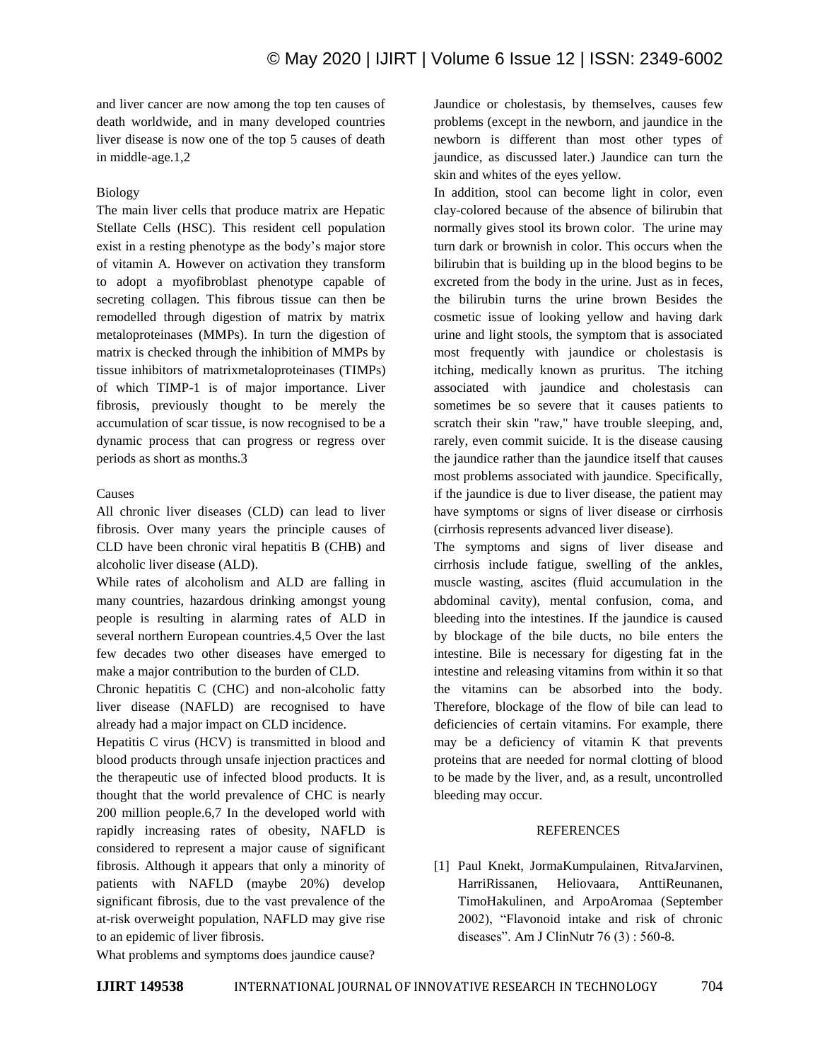and liver cancer are now among the top ten causes of death worldwide, and in many developed countries liver disease is now one of the top 5 causes of death in middle-age.1,2

## Biology

The main liver cells that produce matrix are Hepatic Stellate Cells (HSC). This resident cell population exist in a resting phenotype as the body's major store of vitamin A. However on activation they transform to adopt a myofibroblast phenotype capable of secreting collagen. This fibrous tissue can then be remodelled through digestion of matrix by matrix metaloproteinases (MMPs). In turn the digestion of matrix is checked through the inhibition of MMPs by tissue inhibitors of matrixmetaloproteinases (TIMPs) of which TIMP-1 is of major importance. Liver fibrosis, previously thought to be merely the accumulation of scar tissue, is now recognised to be a dynamic process that can progress or regress over periods as short as months.3

## Causes

All chronic liver diseases (CLD) can lead to liver fibrosis. Over many years the principle causes of CLD have been chronic viral hepatitis B (CHB) and alcoholic liver disease (ALD).

While rates of alcoholism and ALD are falling in many countries, hazardous drinking amongst young people is resulting in alarming rates of ALD in several northern European countries.4,5 Over the last few decades two other diseases have emerged to make a major contribution to the burden of CLD.

Chronic hepatitis C (CHC) and non-alcoholic fatty liver disease (NAFLD) are recognised to have already had a major impact on CLD incidence.

Hepatitis C virus (HCV) is transmitted in blood and blood products through unsafe injection practices and the therapeutic use of infected blood products. It is thought that the world prevalence of CHC is nearly 200 million people.6,7 In the developed world with rapidly increasing rates of obesity, NAFLD is considered to represent a major cause of significant fibrosis. Although it appears that only a minority of patients with NAFLD (maybe 20%) develop significant fibrosis, due to the vast prevalence of the at-risk overweight population, NAFLD may give rise to an epidemic of liver fibrosis.

What problems and symptoms does jaundice cause?

Jaundice or cholestasis, by themselves, causes few problems (except in the newborn, and jaundice in the newborn is different than most other types of jaundice, as discussed later.) Jaundice can turn the skin and whites of the eyes yellow.

In addition, stool can become light in color, even clay-colored because of the absence of bilirubin that normally gives stool its brown color. The urine may turn dark or brownish in color. This occurs when the bilirubin that is building up in the blood begins to be excreted from the body in the urine. Just as in feces, the bilirubin turns the urine brown Besides the cosmetic issue of looking yellow and having dark urine and light stools, the symptom that is associated most frequently with jaundice or cholestasis is itching, medically known as pruritus. The itching associated with jaundice and cholestasis can sometimes be so severe that it causes patients to scratch their skin "raw," have trouble sleeping, and, rarely, even commit suicide. It is the disease causing the jaundice rather than the jaundice itself that causes most problems associated with jaundice. Specifically, if the jaundice is due to liver disease, the patient may have symptoms or signs of liver disease or cirrhosis (cirrhosis represents advanced liver disease).

The symptoms and signs of liver disease and cirrhosis include fatigue, swelling of the ankles, muscle wasting, ascites (fluid accumulation in the abdominal cavity), mental confusion, coma, and bleeding into the intestines. If the jaundice is caused by blockage of the bile ducts, no bile enters the intestine. Bile is necessary for digesting fat in the intestine and releasing vitamins from within it so that the vitamins can be absorbed into the body. Therefore, blockage of the flow of bile can lead to deficiencies of certain vitamins. For example, there may be a deficiency of vitamin K that prevents proteins that are needed for normal clotting of blood to be made by the liver, and, as a result, uncontrolled bleeding may occur.

## REFERENCES

[1] Paul Knekt, JormaKumpulainen, RitvaJarvinen, HarriRissanen, Heliovaara, AnttiReunanen, TimoHakulinen, and ArpoAromaa (September 2002), "Flavonoid intake and risk of chronic diseases". Am J ClinNutr 76 (3) : 560-8.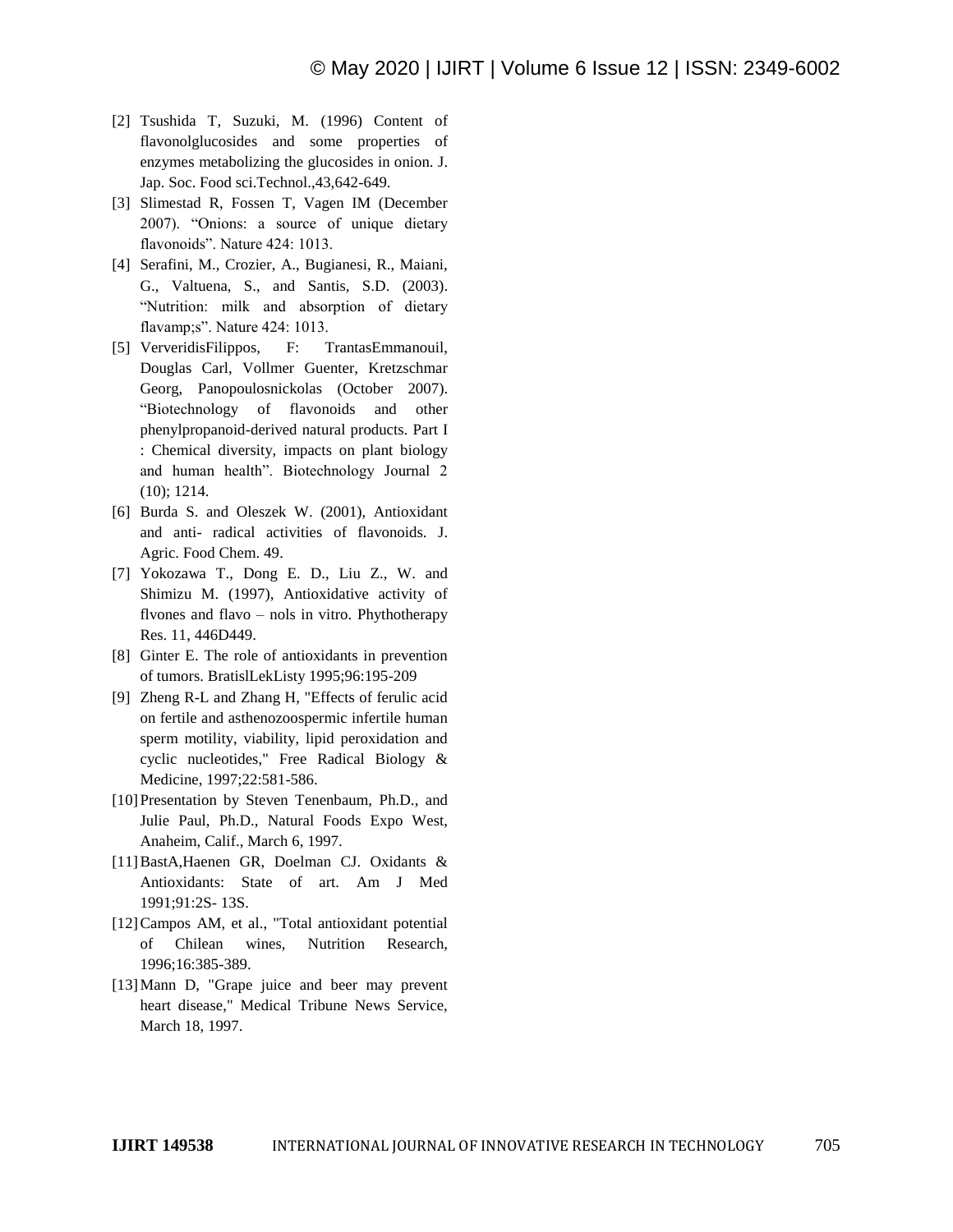[2] Tsushida T, Suzuki, M. (1996) Content of flavonolglucosides and some properties of enzymes metabolizing the glucosides in onion. J. Jap. Soc. Food sci.Technol.,43,642-649.

[3] Slimestad R, Fossen T, Vagen IM (December 2007). "Onions: a source of unique dietary flavonoids". Nature 424: 1013.

[4] Serafini, M., Crozier, A., Bugianesi, R., Maiani, G., Valtuena, S., and Santis, S.D. (2003). "Nutrition: milk and absorption of dietary flavamp;s". Nature 424: 1013.

[5] VerveridisFilippos, F: TrantasEmmanouil, Douglas Carl, Vollmer Guenter, Kretzschmar Georg, Panopoulosnickolas (October 2007). "Biotechnology of flavonoids and other phenylpropanoid-derived natural products. Part I : Chemical diversity, impacts on plant biology and human health". Biotechnology Journal 2 (10); 1214.

[6] Burda S. and Oleszek W. (2001), Antioxidant and anti- radical activities of flavonoids. J. Agric. Food Chem. 49.

[7] Yokozawa T., Dong E. D., Liu Z., W. and Shimizu M. (1997), Antioxidative activity of flvones and flavo – nols in vitro. Phythotherapy Res. 11, 446D449.

[8] Ginter E. The role of antioxidants in prevention of tumors. BratislLekListy 1995;96:195-209

[9] Zheng R-L and Zhang H, "Effects of ferulic acid on fertile and asthenozoospermic infertile human sperm motility, viability, lipid peroxidation and cyclic nucleotides," Free Radical Biology & Medicine, 1997;22:581-586.

[10] Presentation by Steven Tenenbaum, Ph.D., and Julie Paul, Ph.D., Natural Foods Expo West, Anaheim, Calif., March 6, 1997.

[11] BastA,Haenen GR, Doelman CJ. Oxidants & Antioxidants: State of art. Am J Med 1991;91:2S- 13S.

[12] Campos AM, et al., "Total antioxidant potential of Chilean wines, Nutrition Research, 1996;16:385-389.

[13] Mann D, "Grape juice and beer may prevent heart disease," Medical Tribune News Service, March 18, 1997.